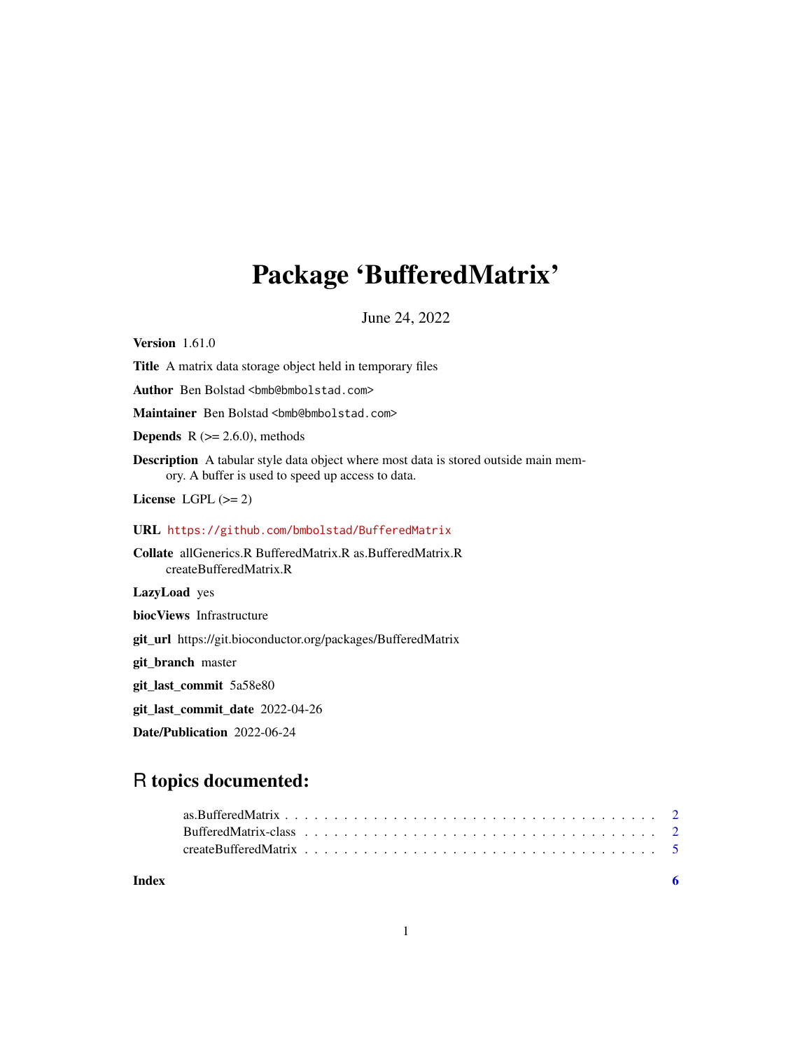# Package 'BufferedMatrix'

June 24, 2022

**Version** 1.61.0

**Title** A matrix data storage object held in temporary files

**Author** Ben Bolstad <bmb@bmbolstad.com>

**Maintainer** Ben Bolstad <bmb@bmbolstad.com>

**Depends** R (>= 2.6.0), methods

**Description** A tabular style data object where most data is stored outside main memory. A buffer is used to speed up access to data.

**License** LGPL (>= 2)

**URL** https://github.com/bmbolstad/BufferedMatrix

**Collate** allGenerics.R BufferedMatrix.R as.BufferedMatrix.R createBufferedMatrix.R

**LazyLoad** yes

**biocViews** Infrastructure

**git_url** https://git.bioconductor.org/packages/BufferedMatrix

**git_branch** master

**git_last_commit** 5a58e80

**git_last_commit_date** 2022-04-26

**Date/Publication** 2022-06-24

## R topics documented:

- as.BufferedMatrix . . . . . . . . . . . . . . . . . . . . . . . . . . . . . . . . . . . . . . 2
- BufferedMatrix-class . . . . . . . . . . . . . . . . . . . . . . . . . . . . . . . . . . . . 2
- createBufferedMatrix . . . . . . . . . . . . . . . . . . . . . . . . . . . . . . . . . . . . 5

**Index** 6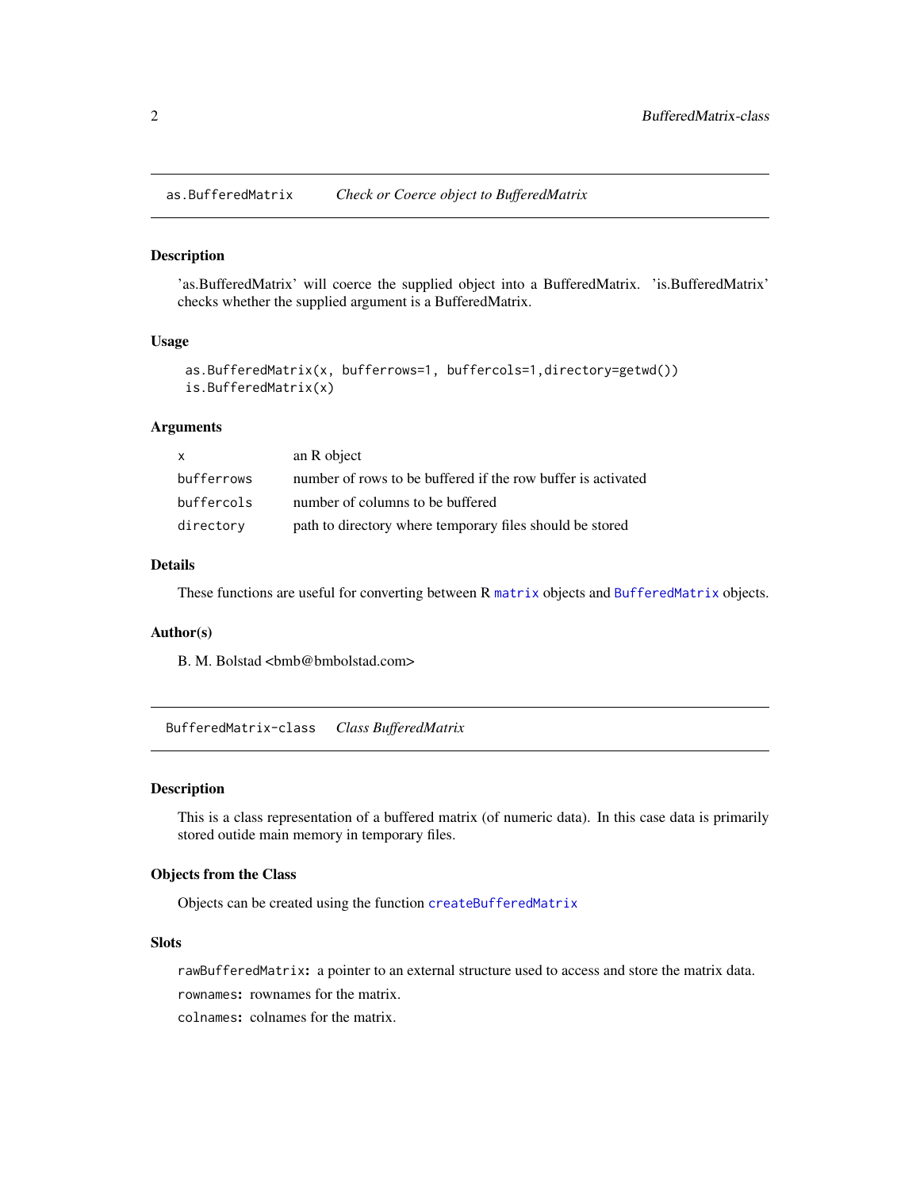## as.BufferedMatrix *Check or Coerce object to BufferedMatrix*

### Description

'as.BufferedMatrix' will coerce the supplied object into a BufferedMatrix. 'is.BufferedMatrix' checks whether the supplied argument is a BufferedMatrix.

### Usage

```
as.BufferedMatrix(x, bufferrows=1, buffercols=1,directory=getwd())
is.BufferedMatrix(x)
```

### Arguments

| | |
|---|---|
| `x` | an R object |
| `bufferrows` | number of rows to be buffered if the row buffer is activated |
| `buffercols` | number of columns to be buffered |
| `directory` | path to directory where temporary files should be stored |

### Details

These functions are useful for converting between R `matrix` objects and `BufferedMatrix` objects.

### Author(s)

B. M. Bolstad <bmb@bmbolstad.com>

## BufferedMatrix-class *Class BufferedMatrix*

### Description

This is a class representation of a buffered matrix (of numeric data). In this case data is primarily stored outide main memory in temporary files.

### Objects from the Class

Objects can be created using the function `createBufferedMatrix`

### Slots

**`rawBufferedMatrix`:** a pointer to an external structure used to access and store the matrix data.

**`rownames`:** rownames for the matrix.

**`colnames`:** colnames for the matrix.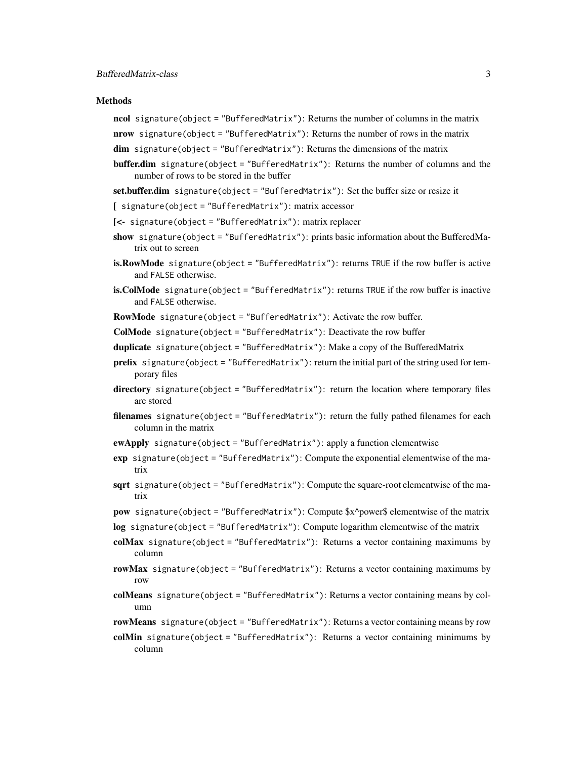## Methods

**ncol** `signature(object = "BufferedMatrix")`: Returns the number of columns in the matrix

**nrow** `signature(object = "BufferedMatrix")`: Returns the number of rows in the matrix

**dim** `signature(object = "BufferedMatrix")`: Returns the dimensions of the matrix

**buffer.dim** `signature(object = "BufferedMatrix")`: Returns the number of columns and the number of rows to be stored in the buffer

**set.buffer.dim** `signature(object = "BufferedMatrix")`: Set the buffer size or resize it

**[** `signature(object = "BufferedMatrix")`: matrix accessor

**[<-** `signature(object = "BufferedMatrix")`: matrix replacer

**show** `signature(object = "BufferedMatrix")`: prints basic information about the BufferedMatrix out to screen

**is.RowMode** `signature(object = "BufferedMatrix")`: returns `TRUE` if the row buffer is active and `FALSE` otherwise.

**is.ColMode** `signature(object = "BufferedMatrix")`: returns `TRUE` if the row buffer is inactive and `FALSE` otherwise.

**RowMode** `signature(object = "BufferedMatrix")`: Activate the row buffer.

**ColMode** `signature(object = "BufferedMatrix")`: Deactivate the row buffer

**duplicate** `signature(object = "BufferedMatrix")`: Make a copy of the BufferedMatrix

**prefix** `signature(object = "BufferedMatrix")`: return the initial part of the string used for temporary files

**directory** `signature(object = "BufferedMatrix")`: return the location where temporary files are stored

**filenames** `signature(object = "BufferedMatrix")`: return the fully pathed filenames for each column in the matrix

**ewApply** `signature(object = "BufferedMatrix")`: apply a function elementwise

**exp** `signature(object = "BufferedMatrix")`: Compute the exponential elementwise of the matrix

**sqrt** `signature(object = "BufferedMatrix")`: Compute the square-root elementwise of the matrix

**pow** `signature(object = "BufferedMatrix")`: Compute $x^power$ elementwise of the matrix

**log** `signature(object = "BufferedMatrix")`: Compute logarithm elementwise of the matrix

**colMax** `signature(object = "BufferedMatrix")`: Returns a vector containing maximums by column

**rowMax** `signature(object = "BufferedMatrix")`: Returns a vector containing maximums by row

**colMeans** `signature(object = "BufferedMatrix")`: Returns a vector containing means by column

**rowMeans** `signature(object = "BufferedMatrix")`: Returns a vector containing means by row

**colMin** `signature(object = "BufferedMatrix")`: Returns a vector containing minimums by column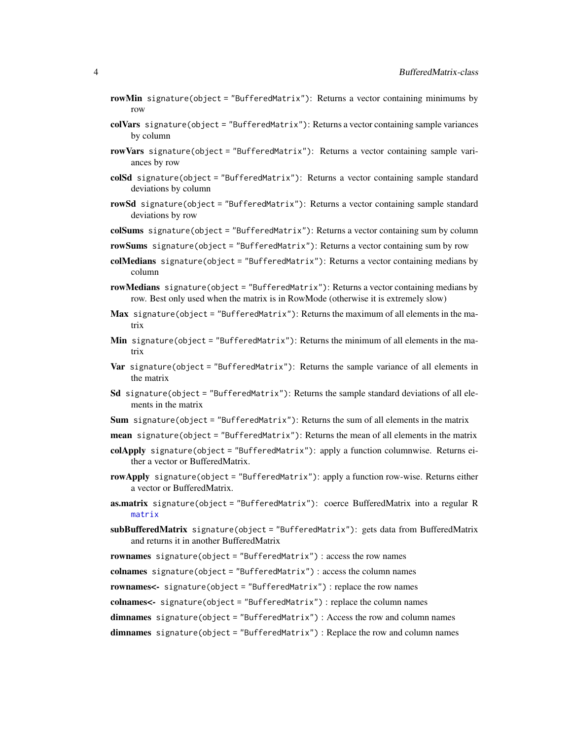**rowMin** `signature(object = "BufferedMatrix")`: Returns a vector containing minimums by row

**colVars** `signature(object = "BufferedMatrix")`: Returns a vector containing sample variances by column

**rowVars** `signature(object = "BufferedMatrix")`: Returns a vector containing sample variances by row

**colSd** `signature(object = "BufferedMatrix")`: Returns a vector containing sample standard deviations by column

**rowSd** `signature(object = "BufferedMatrix")`: Returns a vector containing sample standard deviations by row

**colSums** `signature(object = "BufferedMatrix")`: Returns a vector containing sum by column

**rowSums** `signature(object = "BufferedMatrix")`: Returns a vector containing sum by row

**colMedians** `signature(object = "BufferedMatrix")`: Returns a vector containing medians by column

**rowMedians** `signature(object = "BufferedMatrix")`: Returns a vector containing medians by row. Best only used when the matrix is in RowMode (otherwise it is extremely slow)

**Max** `signature(object = "BufferedMatrix")`: Returns the maximum of all elements in the matrix

**Min** `signature(object = "BufferedMatrix")`: Returns the minimum of all elements in the matrix

**Var** `signature(object = "BufferedMatrix")`: Returns the sample variance of all elements in the matrix

**Sd** `signature(object = "BufferedMatrix")`: Returns the sample standard deviations of all elements in the matrix

**Sum** `signature(object = "BufferedMatrix")`: Returns the sum of all elements in the matrix

**mean** `signature(object = "BufferedMatrix")`: Returns the mean of all elements in the matrix

**colApply** `signature(object = "BufferedMatrix")`: apply a function columnwise. Returns either a vector or BufferedMatrix.

**rowApply** `signature(object = "BufferedMatrix")`: apply a function row-wise. Returns either a vector or BufferedMatrix.

**as.matrix** `signature(object = "BufferedMatrix")`: coerce BufferedMatrix into a regular R `matrix`

**subBufferedMatrix** `signature(object = "BufferedMatrix")`: gets data from BufferedMatrix and returns it in another BufferedMatrix

**rownames** `signature(object = "BufferedMatrix")` : access the row names

**colnames** `signature(object = "BufferedMatrix")` : access the column names

**rownames<-** `signature(object = "BufferedMatrix")` : replace the row names

**colnames<-** `signature(object = "BufferedMatrix")` : replace the column names

**dimnames** `signature(object = "BufferedMatrix")` : Access the row and column names

**dimnames** `signature(object = "BufferedMatrix")` : Replace the row and column names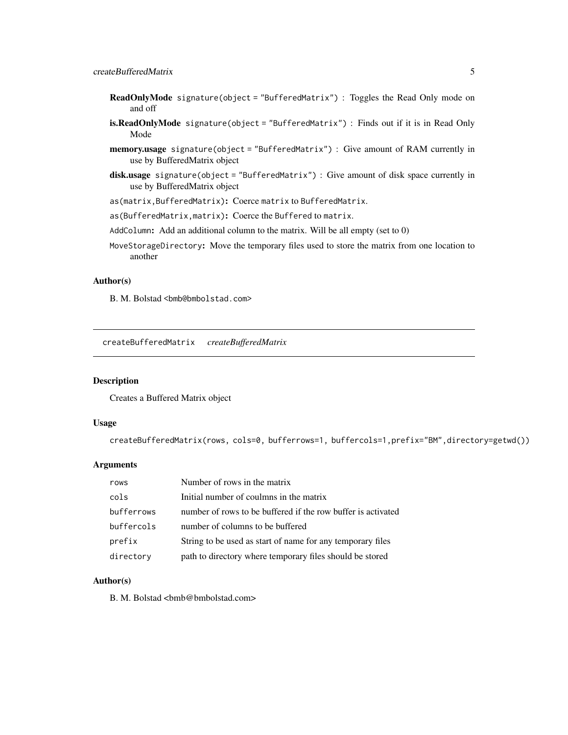**ReadOnlyMode** `signature(object = "BufferedMatrix")` : Toggles the Read Only mode on and off

**is.ReadOnlyMode** `signature(object = "BufferedMatrix")` : Finds out if it is in Read Only Mode

**memory.usage** `signature(object = "BufferedMatrix")` : Give amount of RAM currently in use by BufferedMatrix object

**disk.usage** `signature(object = "BufferedMatrix")` : Give amount of disk space currently in use by BufferedMatrix object

`as(matrix,BufferedMatrix)`**:** Coerce `matrix` to `BufferedMatrix`.

`as(BufferedMatrix,matrix)`**:** Coerce the `Buffered` to `matrix`.

`AddColumn`**:** Add an additional column to the matrix. Will be all empty (set to 0)

`MoveStorageDirectory`**:** Move the temporary files used to store the matrix from one location to another

### Author(s)

B. M. Bolstad <bmb@bmbolstad.com>

---

## `createBufferedMatrix` *createBufferedMatrix*

---

### Description

Creates a Buffered Matrix object

### Usage

```
createBufferedMatrix(rows, cols=0, bufferrows=1, buffercols=1,prefix="BM",directory=getwd())
```

### Arguments

| | |
|---|---|
| `rows` | Number of rows in the matrix |
| `cols` | Initial number of coulmns in the matrix |
| `bufferrows` | number of rows to be buffered if the row buffer is activated |
| `buffercols` | number of columns to be buffered |
| `prefix` | String to be used as start of name for any temporary files |
| `directory` | path to directory where temporary files should be stored |

### Author(s)

B. M. Bolstad <bmb@bmbolstad.com>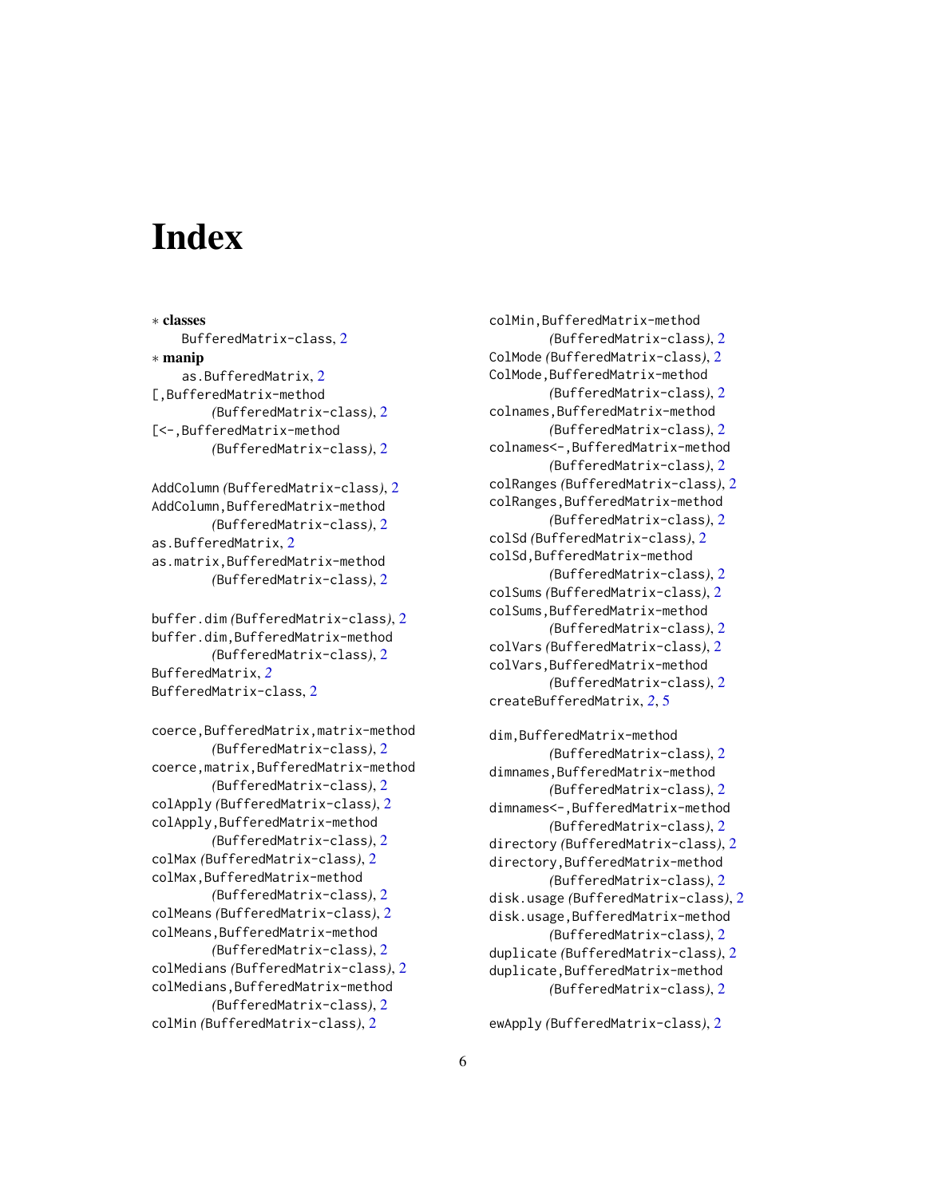# Index

∗ **classes**
  BufferedMatrix-class, 2
∗ **manip**
  as.BufferedMatrix, 2
[,BufferedMatrix-method
    *(*BufferedMatrix-class*)*, 2
[<-,BufferedMatrix-method
    *(*BufferedMatrix-class*)*, 2

AddColumn *(*BufferedMatrix-class*)*, 2
AddColumn,BufferedMatrix-method
    *(*BufferedMatrix-class*)*, 2
as.BufferedMatrix, 2
as.matrix,BufferedMatrix-method
    *(*BufferedMatrix-class*)*, 2

buffer.dim *(*BufferedMatrix-class*)*, 2
buffer.dim,BufferedMatrix-method
    *(*BufferedMatrix-class*)*, 2
BufferedMatrix, *2*
BufferedMatrix-class, 2

coerce,BufferedMatrix,matrix-method
    *(*BufferedMatrix-class*)*, 2
coerce,matrix,BufferedMatrix-method
    *(*BufferedMatrix-class*)*, 2
colApply *(*BufferedMatrix-class*)*, 2
colApply,BufferedMatrix-method
    *(*BufferedMatrix-class*)*, 2
colMax *(*BufferedMatrix-class*)*, 2
colMax,BufferedMatrix-method
    *(*BufferedMatrix-class*)*, 2
colMeans *(*BufferedMatrix-class*)*, 2
colMeans,BufferedMatrix-method
    *(*BufferedMatrix-class*)*, 2
colMedians *(*BufferedMatrix-class*)*, 2
colMedians,BufferedMatrix-method
    *(*BufferedMatrix-class*)*, 2
colMin *(*BufferedMatrix-class*)*, 2
colMin,BufferedMatrix-method
    *(*BufferedMatrix-class*)*, 2
ColMode *(*BufferedMatrix-class*)*, 2
ColMode,BufferedMatrix-method
    *(*BufferedMatrix-class*)*, 2
colnames,BufferedMatrix-method
    *(*BufferedMatrix-class*)*, 2
colnames<-,BufferedMatrix-method
    *(*BufferedMatrix-class*)*, 2
colRanges *(*BufferedMatrix-class*)*, 2
colRanges,BufferedMatrix-method
    *(*BufferedMatrix-class*)*, 2
colSd *(*BufferedMatrix-class*)*, 2
colSd,BufferedMatrix-method
    *(*BufferedMatrix-class*)*, 2
colSums *(*BufferedMatrix-class*)*, 2
colSums,BufferedMatrix-method
    *(*BufferedMatrix-class*)*, 2
colVars *(*BufferedMatrix-class*)*, 2
colVars,BufferedMatrix-method
    *(*BufferedMatrix-class*)*, 2
createBufferedMatrix, *2*, 5

dim,BufferedMatrix-method
    *(*BufferedMatrix-class*)*, 2
dimnames,BufferedMatrix-method
    *(*BufferedMatrix-class*)*, 2
dimnames<-,BufferedMatrix-method
    *(*BufferedMatrix-class*)*, 2
directory *(*BufferedMatrix-class*)*, 2
directory,BufferedMatrix-method
    *(*BufferedMatrix-class*)*, 2
disk.usage *(*BufferedMatrix-class*)*, 2
disk.usage,BufferedMatrix-method
    *(*BufferedMatrix-class*)*, 2
duplicate *(*BufferedMatrix-class*)*, 2
duplicate,BufferedMatrix-method
    *(*BufferedMatrix-class*)*, 2

ewApply *(*BufferedMatrix-class*)*, 2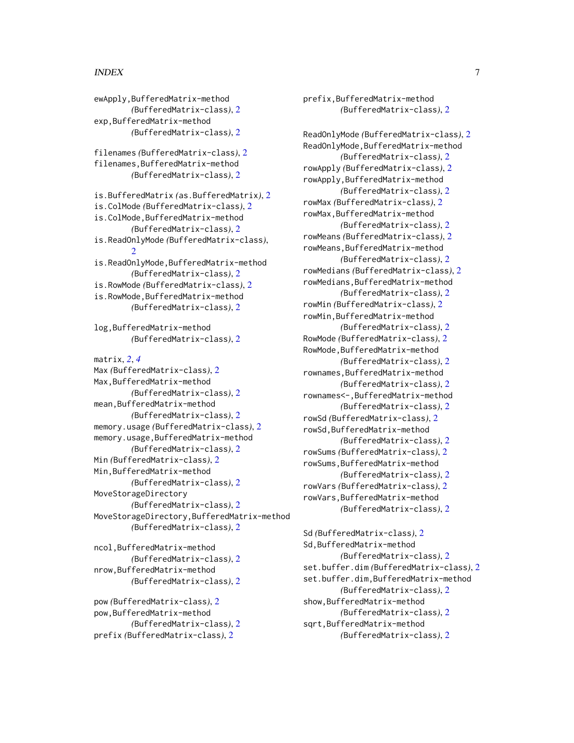ewApply,BufferedMatrix-method
*(BufferedMatrix-class)*, 2
exp,BufferedMatrix-method
*(BufferedMatrix-class)*, 2

filenames *(BufferedMatrix-class)*, 2
filenames,BufferedMatrix-method
*(BufferedMatrix-class)*, 2

is.BufferedMatrix *(as.BufferedMatrix)*, 2
is.ColMode *(BufferedMatrix-class)*, 2
is.ColMode,BufferedMatrix-method
*(BufferedMatrix-class)*, 2
is.ReadOnlyMode *(BufferedMatrix-class)*, 2
is.ReadOnlyMode,BufferedMatrix-method
*(BufferedMatrix-class)*, 2
is.RowMode *(BufferedMatrix-class)*, 2
is.RowMode,BufferedMatrix-method
*(BufferedMatrix-class)*, 2

log,BufferedMatrix-method
*(BufferedMatrix-class)*, 2

matrix, *2*, *4*
Max *(BufferedMatrix-class)*, 2
Max,BufferedMatrix-method
*(BufferedMatrix-class)*, 2
mean,BufferedMatrix-method
*(BufferedMatrix-class)*, 2
memory.usage *(BufferedMatrix-class)*, 2
memory.usage,BufferedMatrix-method
*(BufferedMatrix-class)*, 2
Min *(BufferedMatrix-class)*, 2
Min,BufferedMatrix-method
*(BufferedMatrix-class)*, 2
MoveStorageDirectory
*(BufferedMatrix-class)*, 2
MoveStorageDirectory,BufferedMatrix-method
*(BufferedMatrix-class)*, 2

ncol,BufferedMatrix-method
*(BufferedMatrix-class)*, 2
nrow,BufferedMatrix-method
*(BufferedMatrix-class)*, 2

pow *(BufferedMatrix-class)*, 2
pow,BufferedMatrix-method
*(BufferedMatrix-class)*, 2
prefix *(BufferedMatrix-class)*, 2
prefix,BufferedMatrix-method
*(BufferedMatrix-class)*, 2

ReadOnlyMode *(BufferedMatrix-class)*, 2
ReadOnlyMode,BufferedMatrix-method
*(BufferedMatrix-class)*, 2
rowApply *(BufferedMatrix-class)*, 2
rowApply,BufferedMatrix-method
*(BufferedMatrix-class)*, 2
rowMax *(BufferedMatrix-class)*, 2
rowMax,BufferedMatrix-method
*(BufferedMatrix-class)*, 2
rowMeans *(BufferedMatrix-class)*, 2
rowMeans,BufferedMatrix-method
*(BufferedMatrix-class)*, 2
rowMedians *(BufferedMatrix-class)*, 2
rowMedians,BufferedMatrix-method
*(BufferedMatrix-class)*, 2
rowMin *(BufferedMatrix-class)*, 2
rowMin,BufferedMatrix-method
*(BufferedMatrix-class)*, 2
RowMode *(BufferedMatrix-class)*, 2
RowMode,BufferedMatrix-method
*(BufferedMatrix-class)*, 2
rownames,BufferedMatrix-method
*(BufferedMatrix-class)*, 2
rownames<-,BufferedMatrix-method
*(BufferedMatrix-class)*, 2
rowSd *(BufferedMatrix-class)*, 2
rowSd,BufferedMatrix-method
*(BufferedMatrix-class)*, 2
rowSums *(BufferedMatrix-class)*, 2
rowSums,BufferedMatrix-method
*(BufferedMatrix-class)*, 2
rowVars *(BufferedMatrix-class)*, 2
rowVars,BufferedMatrix-method
*(BufferedMatrix-class)*, 2

Sd *(BufferedMatrix-class)*, 2
Sd,BufferedMatrix-method
*(BufferedMatrix-class)*, 2
set.buffer.dim *(BufferedMatrix-class)*, 2
set.buffer.dim,BufferedMatrix-method
*(BufferedMatrix-class)*, 2
show,BufferedMatrix-method
*(BufferedMatrix-class)*, 2
sqrt,BufferedMatrix-method
*(BufferedMatrix-class)*, 2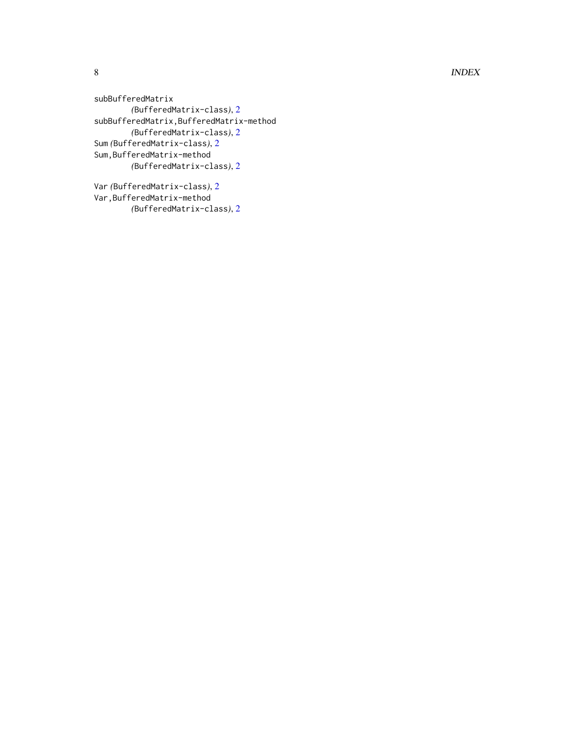subBufferedMatrix
        *(*BufferedMatrix-class*)*, 2
subBufferedMatrix,BufferedMatrix-method
        *(*BufferedMatrix-class*)*, 2
Sum *(*BufferedMatrix-class*)*, 2
Sum,BufferedMatrix-method
        *(*BufferedMatrix-class*)*, 2

Var *(*BufferedMatrix-class*)*, 2
Var,BufferedMatrix-method
        *(*BufferedMatrix-class*)*, 2